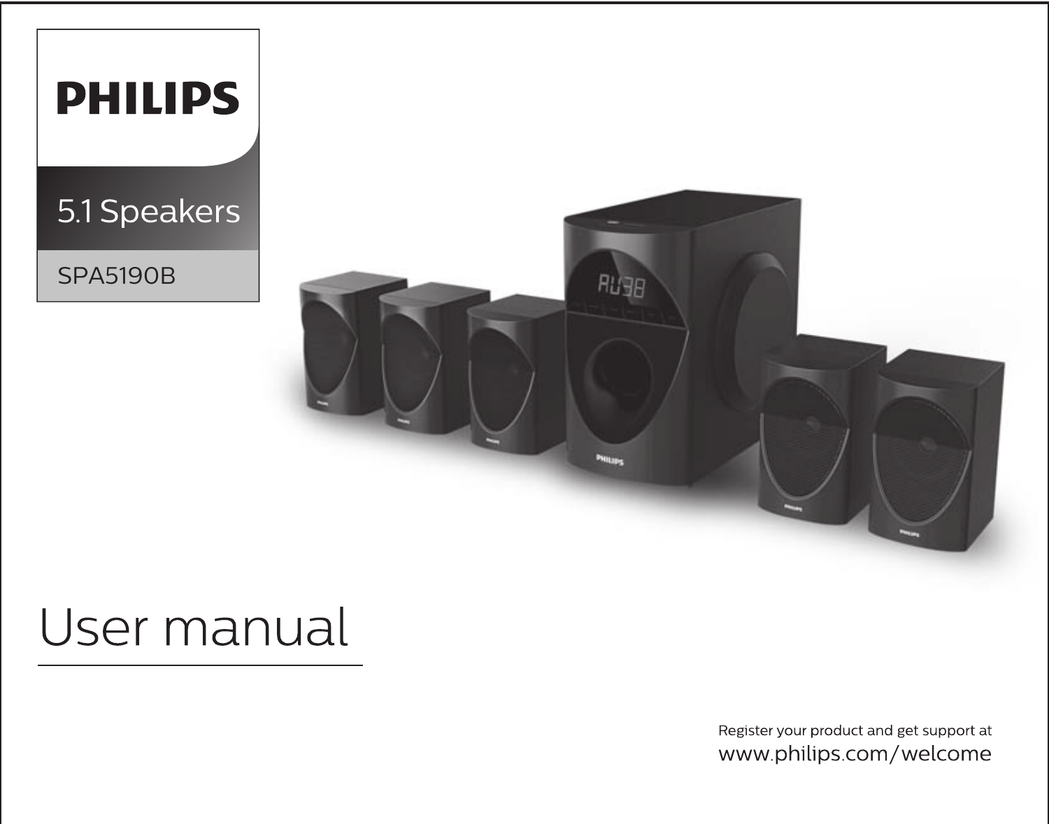# PHILIPS

5.1 Speakers

SPA5190B

# User manual

Register your product and get support at

www.philips.com/welcome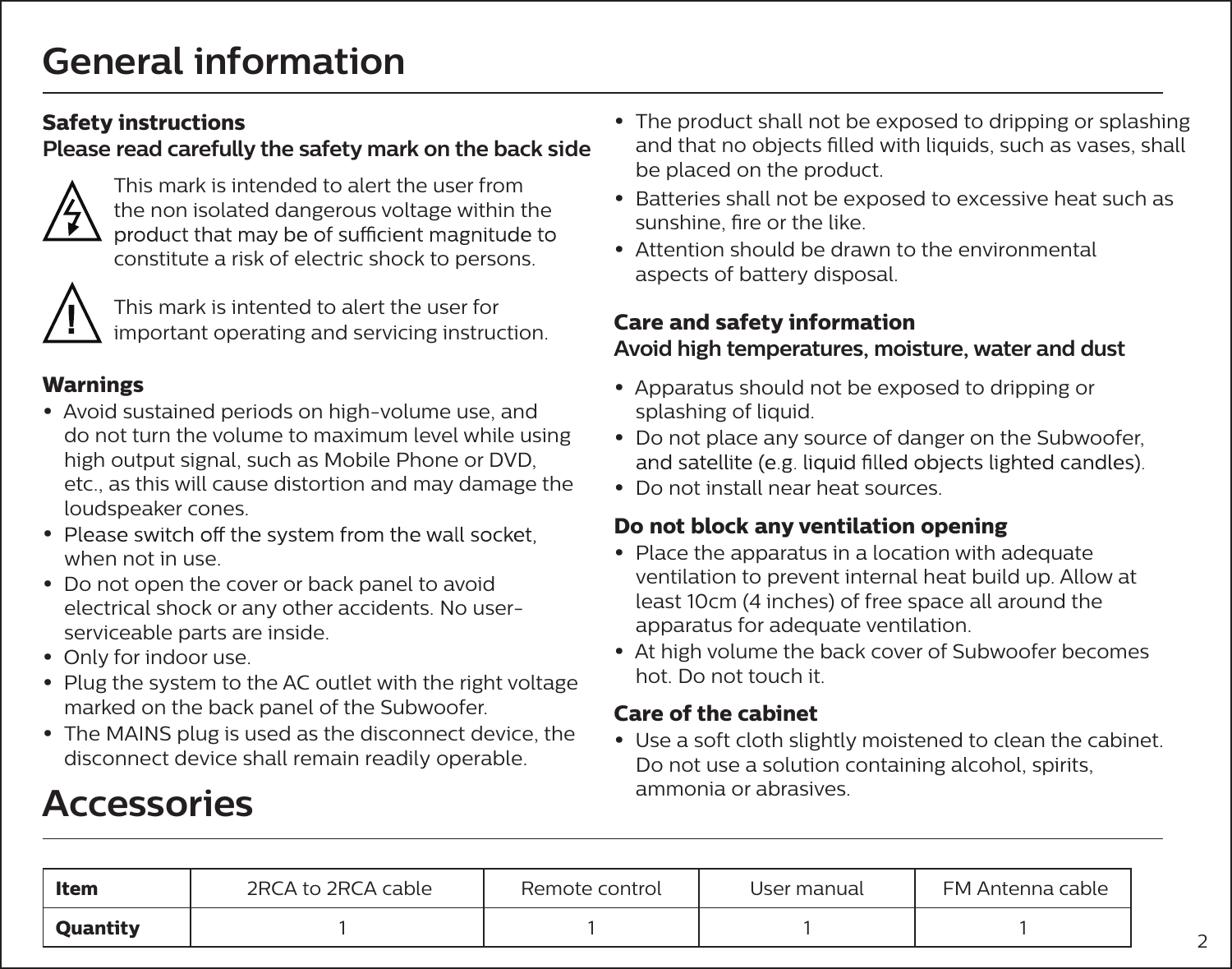# General information

### Safety instructions

**Please read carefully the safety mark on the back side**

This mark is intended to alert the user from the non isolated dangerous voltage within the product that may be of sufficient magnitude to constitute a risk of electric shock to persons.

This mark is intented to alert the user for important operating and servicing instruction.

### Warnings

- Avoid sustained periods on high-volume use, and do not turn the volume to maximum level while using high output signal, such as Mobile Phone or DVD, etc., as this will cause distortion and may damage the loudspeaker cones.
- Please switch off the system from the wall socket, when not in use.
- Do not open the cover or back panel to avoid electrical shock or any other accidents. No user-serviceable parts are inside.
- Only for indoor use.
- Plug the system to the AC outlet with the right voltage marked on the back panel of the Subwoofer.
- The MAINS plug is used as the disconnect device, the disconnect device shall remain readily operable.
- The product shall not be exposed to dripping or splashing and that no objects filled with liquids, such as vases, shall be placed on the product.
- Batteries shall not be exposed to excessive heat such as sunshine, fire or the like.
- Attention should be drawn to the environmental aspects of battery disposal.

### Care and safety information

**Avoid high temperatures, moisture, water and dust**

- Apparatus should not be exposed to dripping or splashing of liquid.
- Do not place any source of danger on the Subwoofer, and satellite (e.g. liquid filled objects lighted candles).
- Do not install near heat sources.

### Do not block any ventilation opening

- Place the apparatus in a location with adequate ventilation to prevent internal heat build up. Allow at least 10cm (4 inches) of free space all around the apparatus for adequate ventilation.
- At high volume the back cover of Subwoofer becomes hot. Do not touch it.

### Care of the cabinet

- Use a soft cloth slightly moistened to clean the cabinet. Do not use a solution containing alcohol, spirits, ammonia or abrasives.

# Accessories

| **Item** | 2RCA to 2RCA cable | Remote control | User manual | FM Antenna cable |
|---|---|---|---|---|
| **Quantity** | 1 | 1 | 1 | 1 |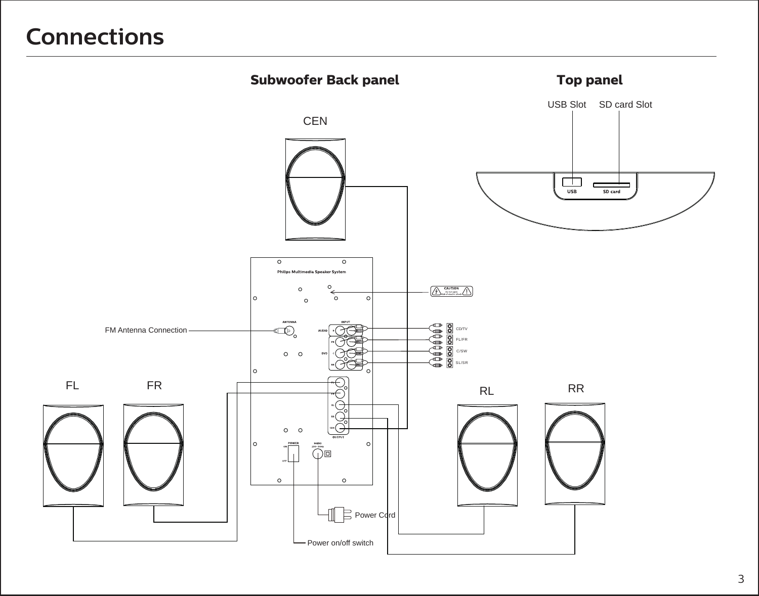# Connections

## Subwoofer Back panel

CEN

FM Antenna Connection

FL FR

RL RR

Power Cord

Power on/off switch

## Top panel

USB Slot SD card Slot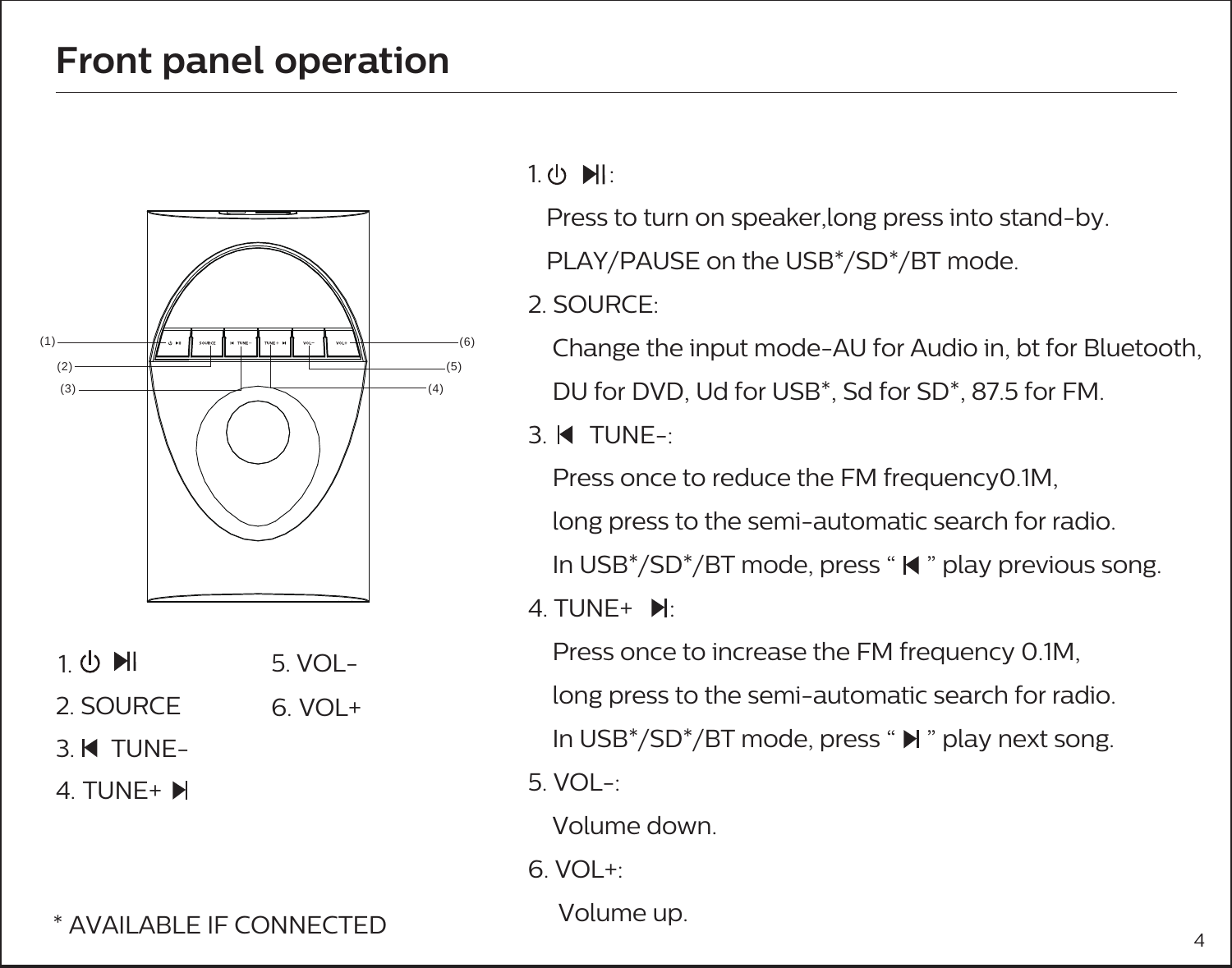# Front panel operation

1. ⏻ ▶||
2. SOURCE
3. |◀ TUNE-
4. TUNE+ ▶|
5. VOL-
6. VOL+

* AVAILABLE IF CONNECTED

1. ⏻ ▶||:
   Press to turn on speaker,long press into stand-by.
   PLAY/PAUSE on the USB*/SD*/BT mode.
2. SOURCE:
   Change the input mode-AU for Audio in, bt for Bluetooth, DU for DVD, Ud for USB*, Sd for SD*, 87.5 for FM.
3. |◀ TUNE-:
   Press once to reduce the FM frequency0.1M,
   long press to the semi-automatic search for radio.
   In USB*/SD*/BT mode, press " |◀ " play previous song.
4. TUNE+ ▶|:
   Press once to increase the FM frequency 0.1M,
   long press to the semi-automatic search for radio.
   In USB*/SD*/BT mode, press " ▶| " play next song.
5. VOL-:
   Volume down.
6. VOL+:
   Volume up.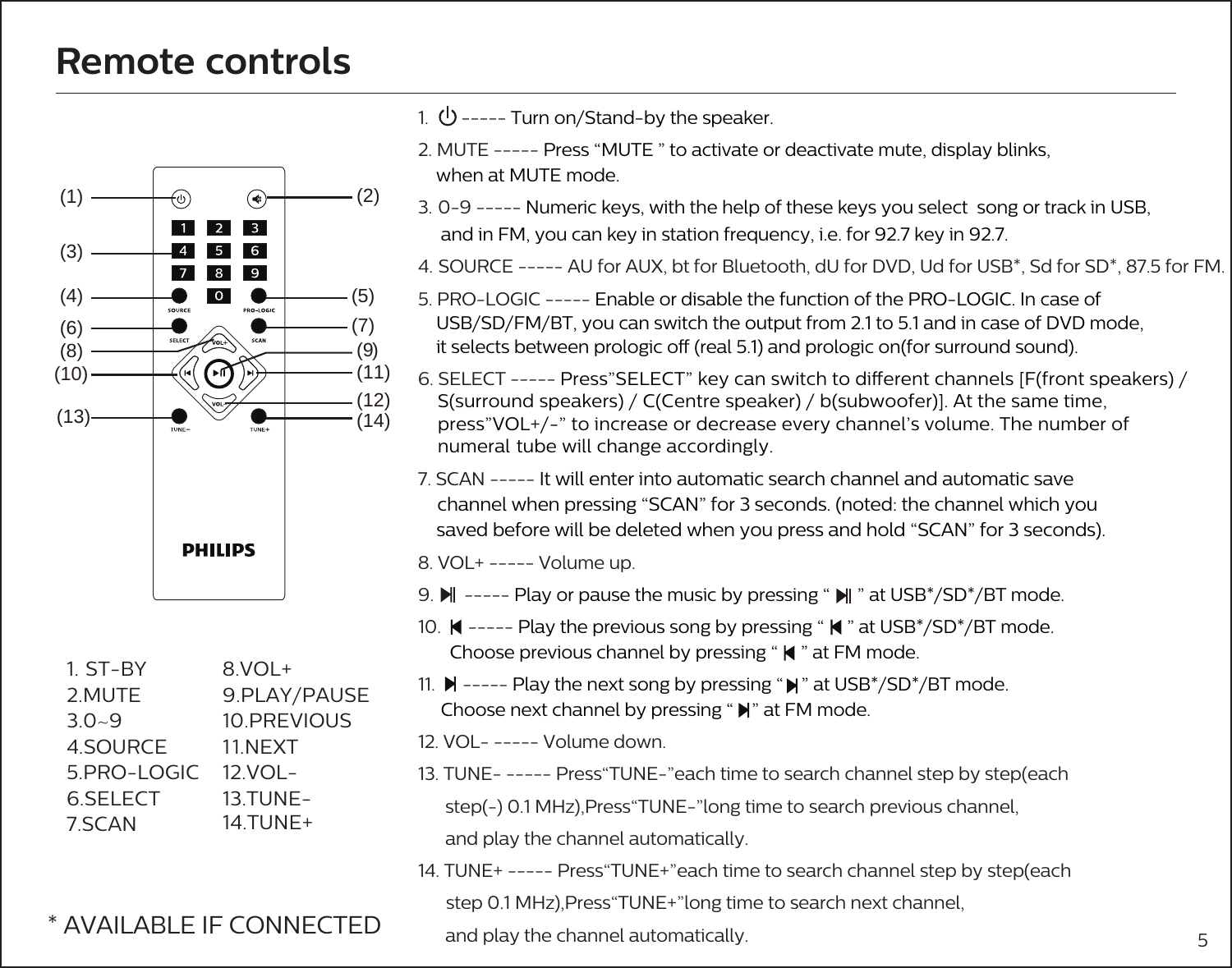# Remote controls

1. ⏻ ----- Turn on/Stand-by the speaker.

2. MUTE ----- Press “MUTE ” to activate or deactivate mute, display blinks, when at MUTE mode.

3. 0-9 ----- Numeric keys, with the help of these keys you select song or track in USB, and in FM, you can key in station frequency, i.e. for 92.7 key in 92.7.

4. SOURCE ----- AU for AUX, bt for Bluetooth, dU for DVD, Ud for USB*, Sd for SD*, 87.5 for FM.

5. PRO-LOGIC ----- Enable or disable the function of the PRO-LOGIC. In case of USB/SD/FM/BT, you can switch the output from 2.1 to 5.1 and in case of DVD mode, it selects between prologic off (real 5.1) and prologic on(for surround sound).

6. SELECT ----- Press”SELECT” key can switch to different channels [F(front speakers) / S(surround speakers) / C(Centre speaker) / b(subwoofer)]. At the same time, press”VOL+/-” to increase or decrease every channel’s volume. The number of numeral tube will change accordingly.

7. SCAN ----- It will enter into automatic search channel and automatic save channel when pressing “SCAN” for 3 seconds. (noted: the channel which you saved before will be deleted when you press and hold “SCAN” for 3 seconds).

8. VOL+ ----- Volume up.

9. ⏯ ----- Play or pause the music by pressing “ ⏯ ” at USB*/SD*/BT mode.

10. ⏮ ----- Play the previous song by pressing “ ⏮ ” at USB*/SD*/BT mode. Choose previous channel by pressing “ ⏮ ” at FM mode.

11. ⏭ ----- Play the next song by pressing “ ⏭ ” at USB*/SD*/BT mode. Choose next channel by pressing “ ⏭ ” at FM mode.

12. VOL- ----- Volume down.

13. TUNE- ----- Press“TUNE-”each time to search channel step by step(each step(-) 0.1 MHz),Press“TUNE-”long time to search previous channel, and play the channel automatically.

14. TUNE+ ----- Press“TUNE+”each time to search channel step by step(each step 0.1 MHz),Press“TUNE+”long time to search next channel, and play the channel automatically.

1. ST-BY
2. MUTE
3. 0~9
4. SOURCE
5. PRO-LOGIC
6. SELECT
7. SCAN
8. VOL+
9. PLAY/PAUSE
10. PREVIOUS
11. NEXT
12. VOL-
13. TUNE-
14. TUNE+

\* AVAILABLE IF CONNECTED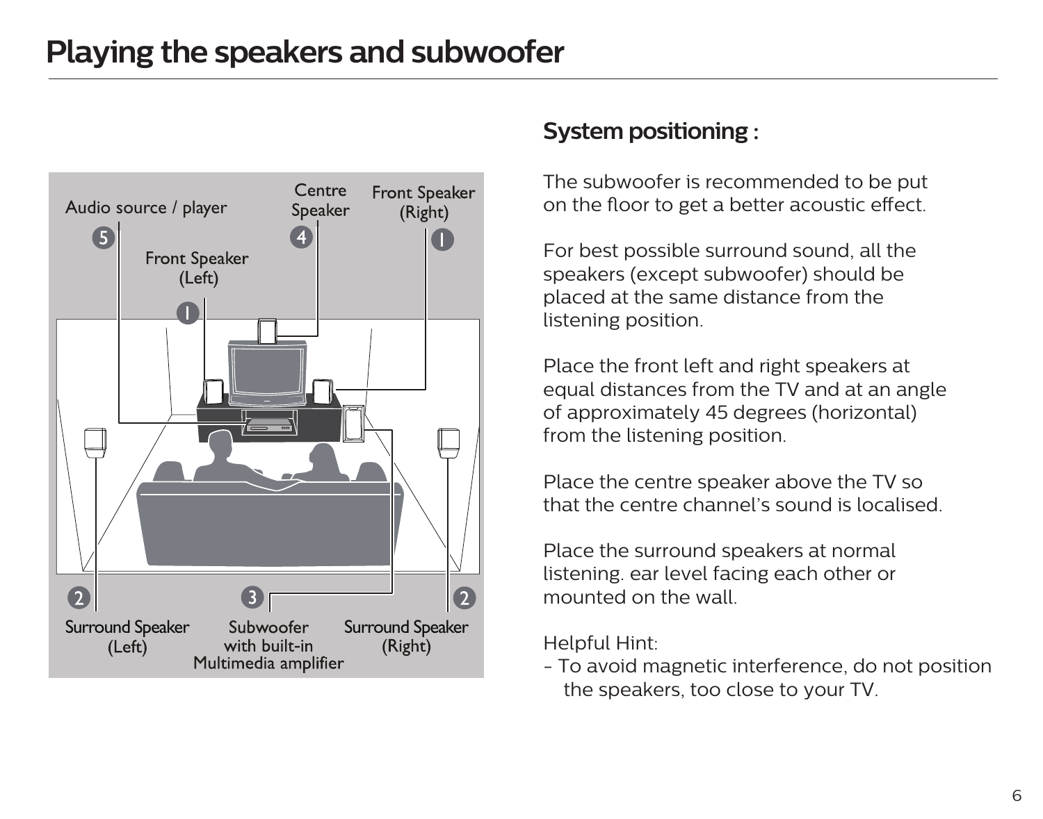# Playing the speakers and subwoofer

Audio source / player

5

Centre Speaker

4

Front Speaker (Right)

1

Front Speaker (Left)

1

2

Surround Speaker (Left)

3

Subwoofer with built-in Multimedia amplifier

2

Surround Speaker (Right)

## System positioning :

The subwoofer is recommended to be put on the floor to get a better acoustic effect.

For best possible surround sound, all the speakers (except subwoofer) should be placed at the same distance from the listening position.

Place the front left and right speakers at equal distances from the TV and at an angle of approximately 45 degrees (horizontal) from the listening position.

Place the centre speaker above the TV so that the centre channel's sound is localised.

Place the surround speakers at normal listening. ear level facing each other or mounted on the wall.

Helpful Hint:
- To avoid magnetic interference, do not position the speakers, too close to your TV.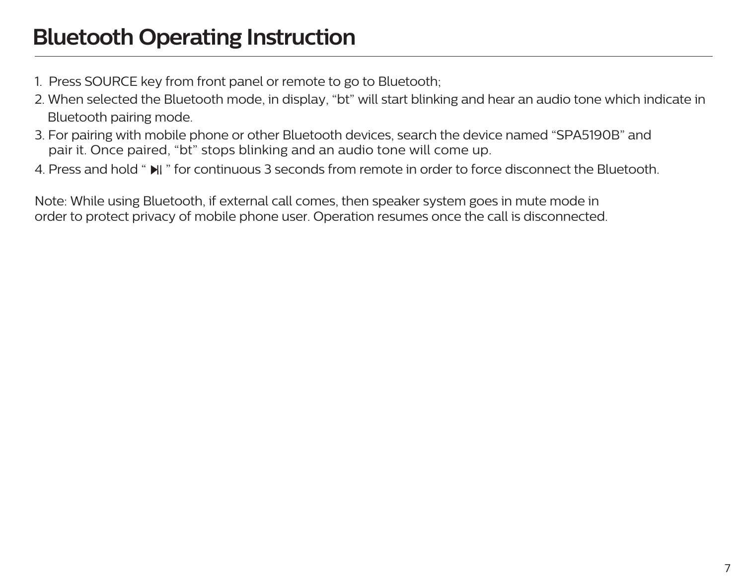# Bluetooth Operating Instruction

1. Press SOURCE key from front panel or remote to go to Bluetooth;
2. When selected the Bluetooth mode, in display, “bt” will start blinking and hear an audio tone which indicate in Bluetooth pairing mode.
3. For pairing with mobile phone or other Bluetooth devices, search the device named “SPA5190B” and pair it. Once paired, “bt” stops blinking and an audio tone will come up.
4. Press and hold “ ▶II ” for continuous 3 seconds from remote in order to force disconnect the Bluetooth.

Note: While using Bluetooth, if external call comes, then speaker system goes in mute mode in order to protect privacy of mobile phone user. Operation resumes once the call is disconnected.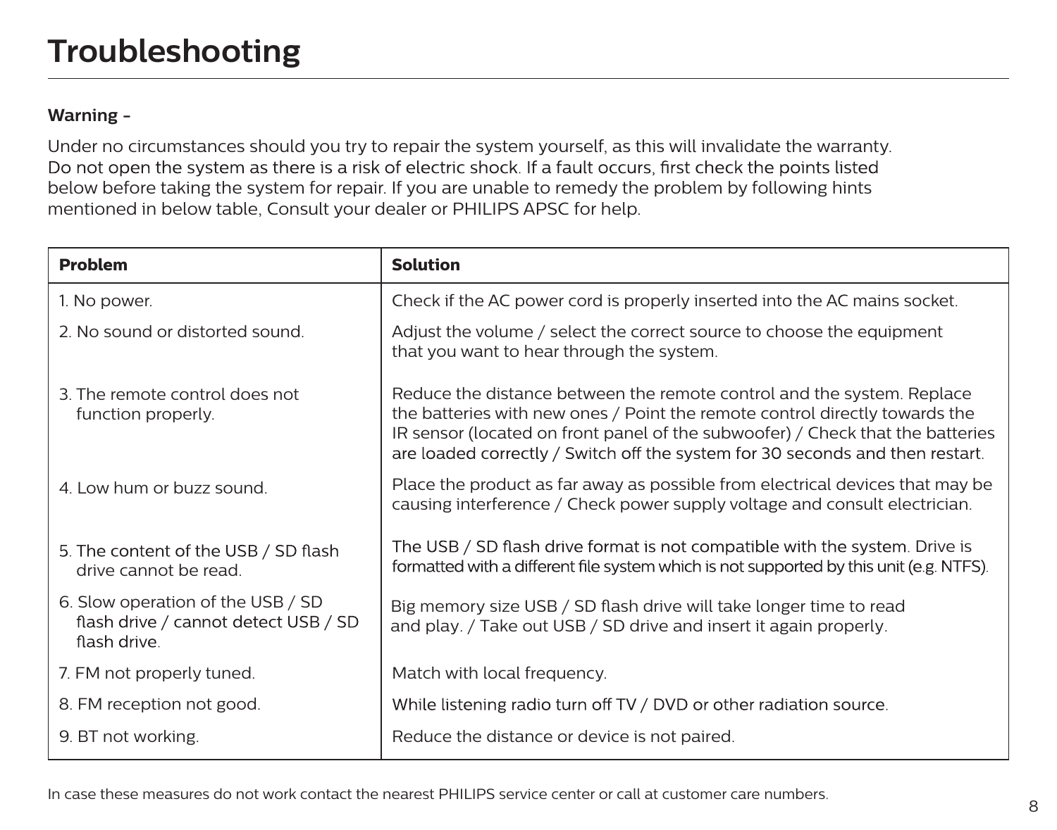# Troubleshooting

**Warning -**

Under no circumstances should you try to repair the system yourself, as this will invalidate the warranty. Do not open the system as there is a risk of electric shock. If a fault occurs, first check the points listed below before taking the system for repair. If you are unable to remedy the problem by following hints mentioned in below table, Consult your dealer or PHILIPS APSC for help.

| Problem | Solution |
|---|---|
| 1. No power. | Check if the AC power cord is properly inserted into the AC mains socket. |
| 2. No sound or distorted sound. | Adjust the volume / select the correct source to choose the equipment that you want to hear through the system. |
| 3. The remote control does not function properly. | Reduce the distance between the remote control and the system. Replace the batteries with new ones / Point the remote control directly towards the IR sensor (located on front panel of the subwoofer) / Check that the batteries are loaded correctly / Switch off the system for 30 seconds and then restart. |
| 4. Low hum or buzz sound. | Place the product as far away as possible from electrical devices that may be causing interference / Check power supply voltage and consult electrician. |
| 5. The content of the USB / SD flash drive cannot be read. | The USB / SD flash drive format is not compatible with the system. Drive is formatted with a different file system which is not supported by this unit (e.g. NTFS). |
| 6. Slow operation of the USB / SD flash drive / cannot detect USB / SD flash drive. | Big memory size USB / SD flash drive will take longer time to read and play. / Take out USB / SD drive and insert it again properly. |
| 7. FM not properly tuned. | Match with local frequency. |
| 8. FM reception not good. | While listening radio turn off TV / DVD or other radiation source. |
| 9. BT not working. | Reduce the distance or device is not paired. |

In case these measures do not work contact the nearest PHILIPS service center or call at customer care numbers.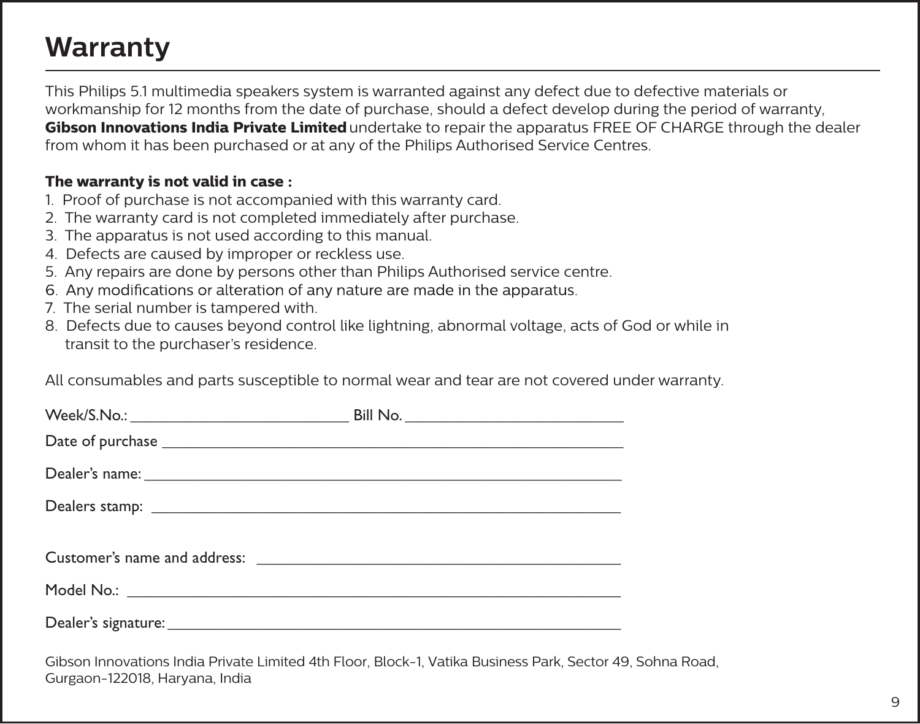# Warranty

This Philips 5.1 multimedia speakers system is warranted against any defect due to defective materials or workmanship for 12 months from the date of purchase, should a defect develop during the period of warranty, **Gibson Innovations India Private Limited** undertake to repair the apparatus FREE OF CHARGE through the dealer from whom it has been purchased or at any of the Philips Authorised Service Centres.

**The warranty is not valid in case :**

1. Proof of purchase is not accompanied with this warranty card.
2. The warranty card is not completed immediately after purchase.
3. The apparatus is not used according to this manual.
4. Defects are caused by improper or reckless use.
5. Any repairs are done by persons other than Philips Authorised service centre.
6. Any modifications or alteration of any nature are made in the apparatus.
7. The serial number is tampered with.
8. Defects due to causes beyond control like lightning, abnormal voltage, acts of God or while in transit to the purchaser's residence.

All consumables and parts susceptible to normal wear and tear are not covered under warranty.

Week/S.No.: ___________________________ Bill No. ___________________________

Date of purchase ___________________________________________________________

Dealer's name: _____________________________________________________________

Dealers stamp: _____________________________________________________________

Customer's name and address: ______________________________________________

Model No.: _________________________________________________________________

Dealer's signature: __________________________________________________________

Gibson Innovations India Private Limited 4th Floor, Block-1, Vatika Business Park, Sector 49, Sohna Road, Gurgaon-122018, Haryana, India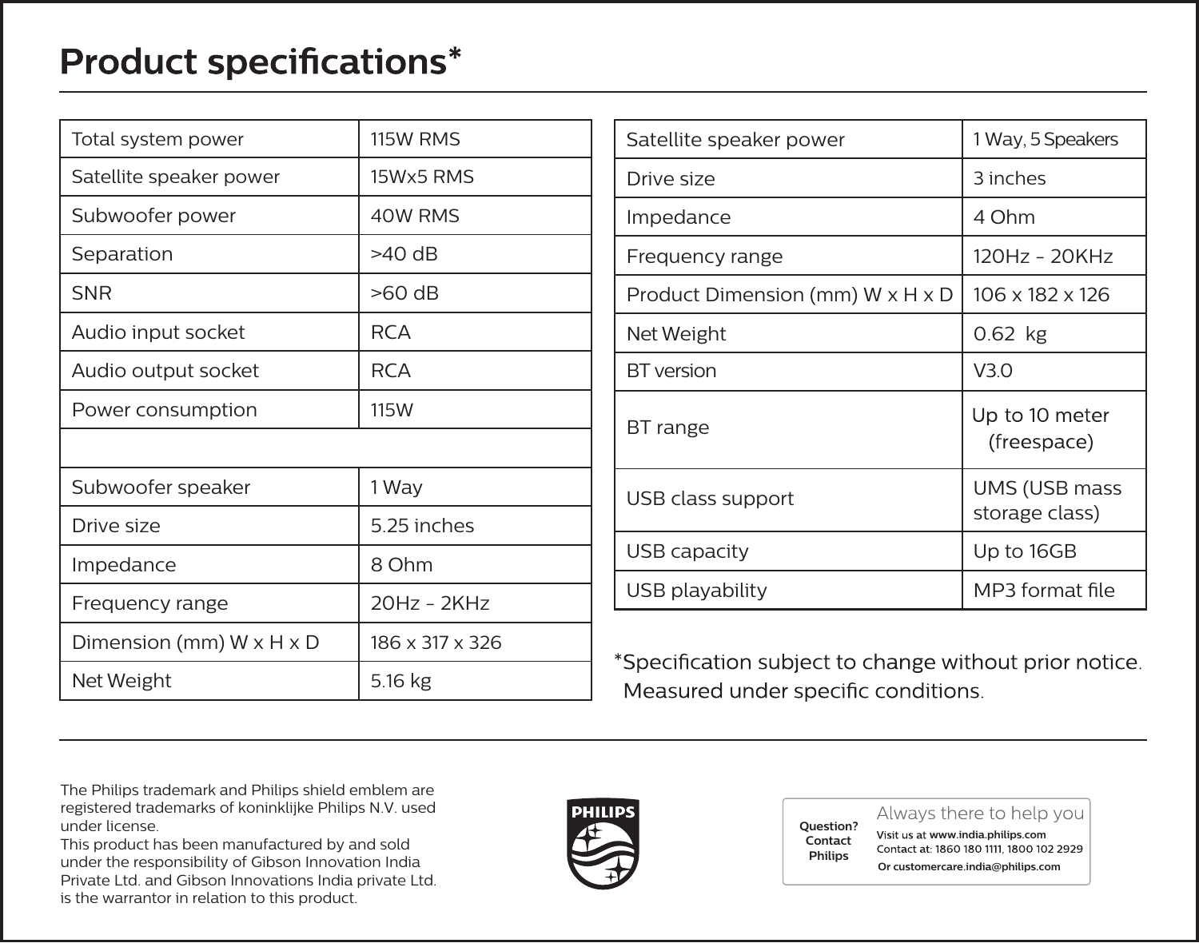# Product specifications*

| | |
|---|---|
| Total system power | 115W RMS |
| Satellite speaker power | 15Wx5 RMS |
| Subwoofer power | 40W RMS |
| Separation | >40 dB |
| SNR | >60 dB |
| Audio input socket | RCA |
| Audio output socket | RCA |
| Power consumption | 115W |
| | |
| Subwoofer speaker | 1 Way |
| Drive size | 5.25 inches |
| Impedance | 8 Ohm |
| Frequency range | 20Hz - 2KHz |
| Dimension (mm) W x H x D | 186 x 317 x 326 |
| Net Weight | 5.16 kg |

| | |
|---|---|
| Satellite speaker power | 1 Way, 5 Speakers |
| Drive size | 3 inches |
| Impedance | 4 Ohm |
| Frequency range | 120Hz - 20KHz |
| Product Dimension (mm) W x H x D | 106 x 182 x 126 |
| Net Weight | 0.62 kg |
| BT version | V3.0 |
| BT range | Up to 10 meter (freespace) |
| USB class support | UMS (USB mass storage class) |
| USB capacity | Up to 16GB |
| USB playability | MP3 format file |

*Specification subject to change without prior notice. Measured under specific conditions.

The Philips trademark and Philips shield emblem are registered trademarks of koninklijke Philips N.V. used under license.
This product has been manufactured by and sold under the responsibility of Gibson Innovation India Private Ltd. and Gibson Innovations India private Ltd. is the warrantor in relation to this product.

PHILIPS

Question? Contact Philips

Always there to help you
Visit us at www.india.philips.com
Contact at: 1860 180 1111, 1800 102 2929
Or customercare.india@philips.com